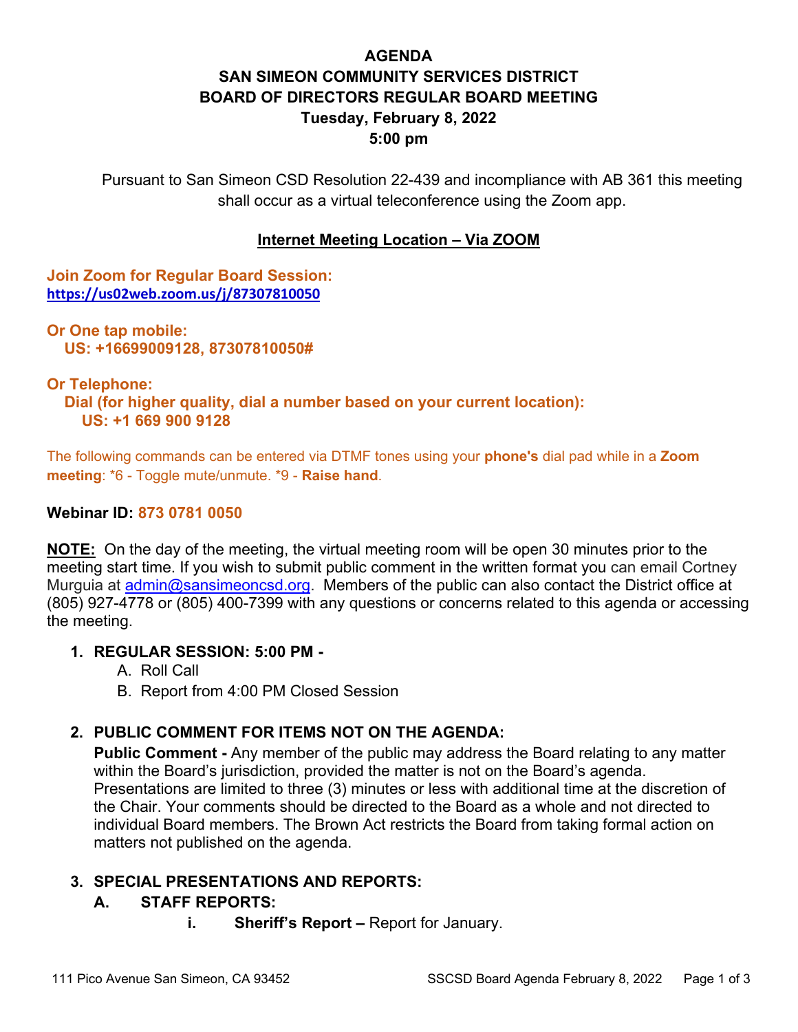# AGENDA
# SAN SIMEON COMMUNITY SERVICES DISTRICT
# BOARD OF DIRECTORS REGULAR BOARD MEETING
# Tuesday, February 8, 2022
# 5:00 pm

Pursuant to San Simeon CSD Resolution 22-439 and incompliance with AB 361 this meeting shall occur as a virtual teleconference using the Zoom app.

**Internet Meeting Location – Via ZOOM**

**Join Zoom for Regular Board Session:**
**https://us02web.zoom.us/j/87307810050**

**Or One tap mobile:**
**US: +16699009128, 87307810050#**

**Or Telephone:**
**Dial (for higher quality, dial a number based on your current location):**
**US: +1 669 900 9128**

The following commands can be entered via DTMF tones using your **phone's** dial pad while in a **Zoom meeting**: *6 - Toggle mute/unmute. *9 - **Raise hand**.

**Webinar ID: 873 0781 0050**

**NOTE:** On the day of the meeting, the virtual meeting room will be open 30 minutes prior to the meeting start time. If you wish to submit public comment in the written format you can email Cortney Murguia at admin@sansimeoncsd.org. Members of the public can also contact the District office at (805) 927-4778 or (805) 400-7399 with any questions or concerns related to this agenda or accessing the meeting.

1. **REGULAR SESSION: 5:00 PM -**
   A. Roll Call
   B. Report from 4:00 PM Closed Session

2. **PUBLIC COMMENT FOR ITEMS NOT ON THE AGENDA:**
   **Public Comment -** Any member of the public may address the Board relating to any matter within the Board's jurisdiction, provided the matter is not on the Board's agenda. Presentations are limited to three (3) minutes or less with additional time at the discretion of the Chair. Your comments should be directed to the Board as a whole and not directed to individual Board members. The Brown Act restricts the Board from taking formal action on matters not published on the agenda.

3. **SPECIAL PRESENTATIONS AND REPORTS:**
   **A. STAFF REPORTS:**
      **i. Sheriff's Report –** Report for January.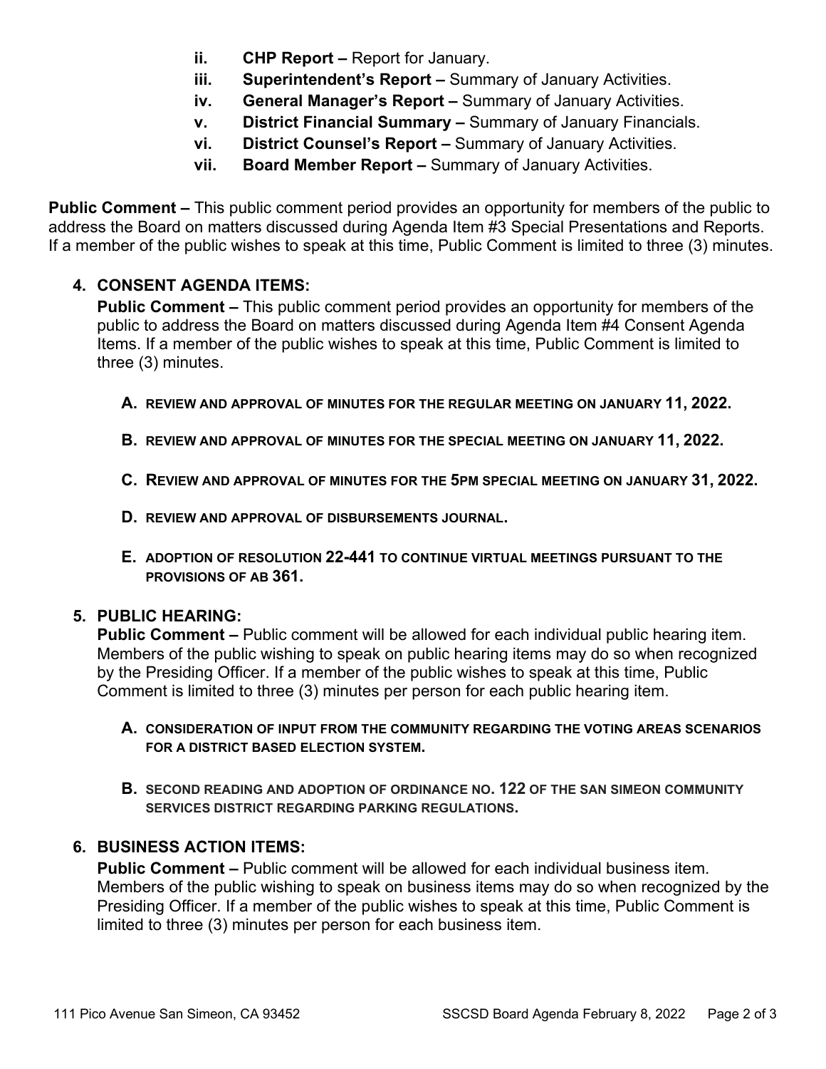- **ii. CHP Report –** Report for January.
- **iii. Superintendent's Report –** Summary of January Activities.
- **iv. General Manager's Report –** Summary of January Activities.
- **v. District Financial Summary –** Summary of January Financials.
- **vi. District Counsel's Report –** Summary of January Activities.
- **vii. Board Member Report –** Summary of January Activities.

**Public Comment –** This public comment period provides an opportunity for members of the public to address the Board on matters discussed during Agenda Item #3 Special Presentations and Reports. If a member of the public wishes to speak at this time, Public Comment is limited to three (3) minutes.

## 4. CONSENT AGENDA ITEMS:

**Public Comment –** This public comment period provides an opportunity for members of the public to address the Board on matters discussed during Agenda Item #4 Consent Agenda Items. If a member of the public wishes to speak at this time, Public Comment is limited to three (3) minutes.

**A.** **REVIEW AND APPROVAL OF MINUTES FOR THE REGULAR MEETING ON JANUARY 11, 2022.**

**B.** **REVIEW AND APPROVAL OF MINUTES FOR THE SPECIAL MEETING ON JANUARY 11, 2022.**

**C.** **REVIEW AND APPROVAL OF MINUTES FOR THE 5PM SPECIAL MEETING ON JANUARY 31, 2022.**

**D.** **REVIEW AND APPROVAL OF DISBURSEMENTS JOURNAL.**

**E.** **ADOPTION OF RESOLUTION 22-441 TO CONTINUE VIRTUAL MEETINGS PURSUANT TO THE PROVISIONS OF AB 361.**

## 5. PUBLIC HEARING:

**Public Comment –** Public comment will be allowed for each individual public hearing item. Members of the public wishing to speak on public hearing items may do so when recognized by the Presiding Officer. If a member of the public wishes to speak at this time, Public Comment is limited to three (3) minutes per person for each public hearing item.

**A.** **CONSIDERATION OF INPUT FROM THE COMMUNITY REGARDING THE VOTING AREAS SCENARIOS FOR A DISTRICT BASED ELECTION SYSTEM.**

**B.** **SECOND READING AND ADOPTION OF ORDINANCE NO. 122 OF THE SAN SIMEON COMMUNITY SERVICES DISTRICT REGARDING PARKING REGULATIONS.**

## 6. BUSINESS ACTION ITEMS:

**Public Comment –** Public comment will be allowed for each individual business item. Members of the public wishing to speak on business items may do so when recognized by the Presiding Officer. If a member of the public wishes to speak at this time, Public Comment is limited to three (3) minutes per person for each business item.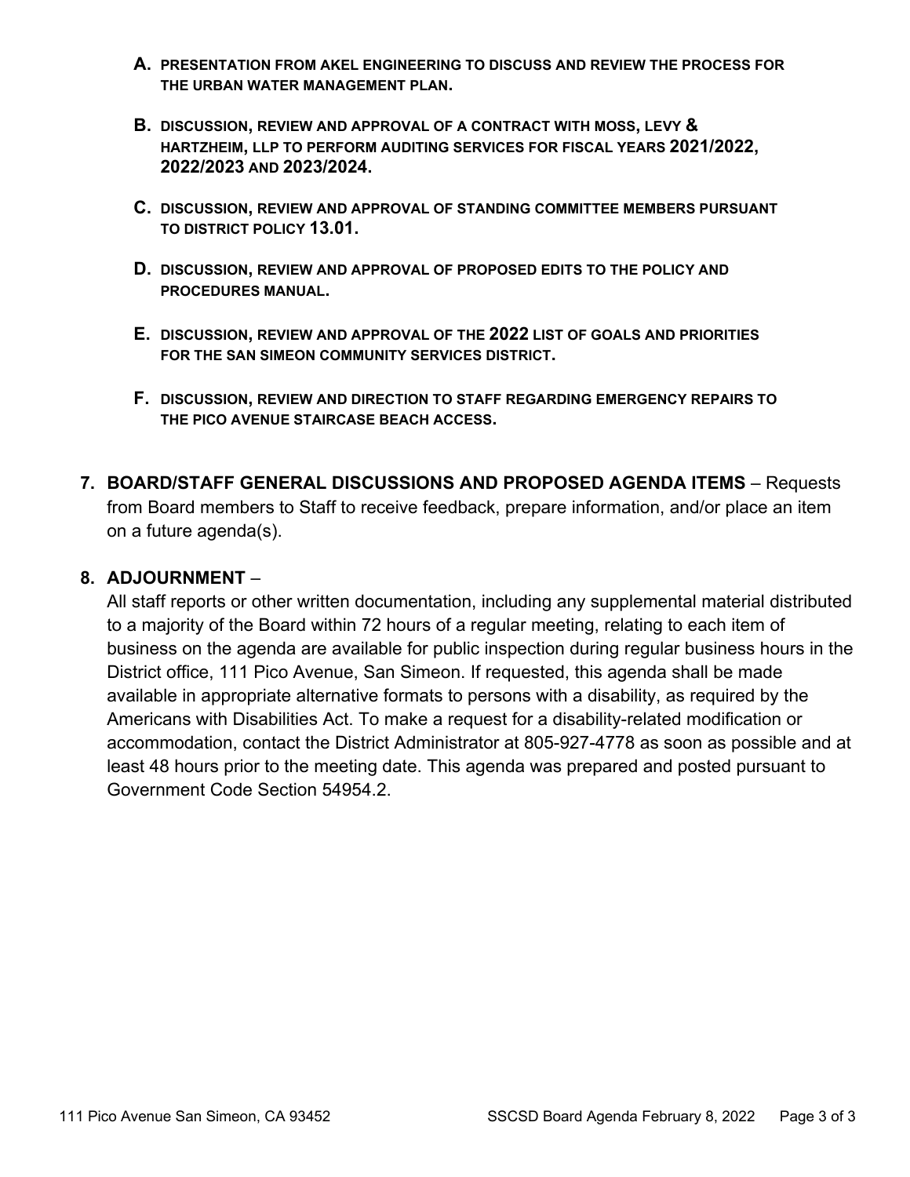A. **PRESENTATION FROM AKEL ENGINEERING TO DISCUSS AND REVIEW THE PROCESS FOR THE URBAN WATER MANAGEMENT PLAN.**

B. **DISCUSSION, REVIEW AND APPROVAL OF A CONTRACT WITH MOSS, LEVY & HARTZHEIM, LLP TO PERFORM AUDITING SERVICES FOR FISCAL YEARS 2021/2022, 2022/2023 AND 2023/2024.**

C. **DISCUSSION, REVIEW AND APPROVAL OF STANDING COMMITTEE MEMBERS PURSUANT TO DISTRICT POLICY 13.01.**

D. **DISCUSSION, REVIEW AND APPROVAL OF PROPOSED EDITS TO THE POLICY AND PROCEDURES MANUAL.**

E. **DISCUSSION, REVIEW AND APPROVAL OF THE 2022 LIST OF GOALS AND PRIORITIES FOR THE SAN SIMEON COMMUNITY SERVICES DISTRICT.**

F. **DISCUSSION, REVIEW AND DIRECTION TO STAFF REGARDING EMERGENCY REPAIRS TO THE PICO AVENUE STAIRCASE BEACH ACCESS.**

7. **BOARD/STAFF GENERAL DISCUSSIONS AND PROPOSED AGENDA ITEMS** – Requests from Board members to Staff to receive feedback, prepare information, and/or place an item on a future agenda(s).

8. **ADJOURNMENT** –
   All staff reports or other written documentation, including any supplemental material distributed to a majority of the Board within 72 hours of a regular meeting, relating to each item of business on the agenda are available for public inspection during regular business hours in the District office, 111 Pico Avenue, San Simeon. If requested, this agenda shall be made available in appropriate alternative formats to persons with a disability, as required by the Americans with Disabilities Act. To make a request for a disability-related modification or accommodation, contact the District Administrator at 805-927-4778 as soon as possible and at least 48 hours prior to the meeting date. This agenda was prepared and posted pursuant to Government Code Section 54954.2.